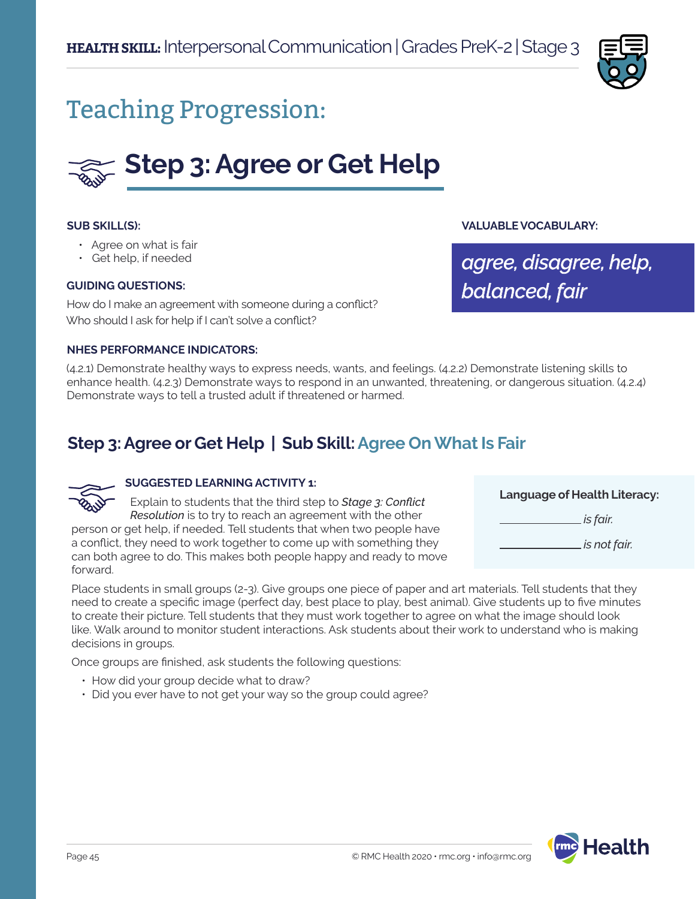**HEALTH SKILL:** Interpersonal Communication | Grades PreK-2 | Stage 3

# Teaching Progression:

## Step 3: Agree or Get Help

**SUB SKILL(S):**

- Agree on what is fair
- Get help, if needed

**GUIDING QUESTIONS:**

How do I make an agreement with someone during a conflict?
Who should I ask for help if I can't solve a conflict?

**VALUABLE VOCABULARY:**

*agree, disagree, help, balanced, fair*

**NHES PERFORMANCE INDICATORS:**

(4.2.1) Demonstrate healthy ways to express needs, wants, and feelings. (4.2.2) Demonstrate listening skills to enhance health. (4.2.3) Demonstrate ways to respond in an unwanted, threatening, or dangerous situation. (4.2.4) Demonstrate ways to tell a trusted adult if threatened or harmed.

## Step 3: Agree or Get Help | Sub Skill: Agree On What Is Fair

**SUGGESTED LEARNING ACTIVITY 1:**

Explain to students that the third step to *Stage 3: Conflict Resolution* is to try to reach an agreement with the other person or get help, if needed. Tell students that when two people have a conflict, they need to work together to come up with something they can both agree to do. This makes both people happy and ready to move forward.

**Language of Health Literacy:**

_____________ *is fair.*

_____________ *is not fair.*

Place students in small groups (2-3). Give groups one piece of paper and art materials. Tell students that they need to create a specific image (perfect day, best place to play, best animal). Give students up to five minutes to create their picture. Tell students that they must work together to agree on what the image should look like. Walk around to monitor student interactions. Ask students about their work to understand who is making decisions in groups.

Once groups are finished, ask students the following questions:

- How did your group decide what to draw?
- Did you ever have to not get your way so the group could agree?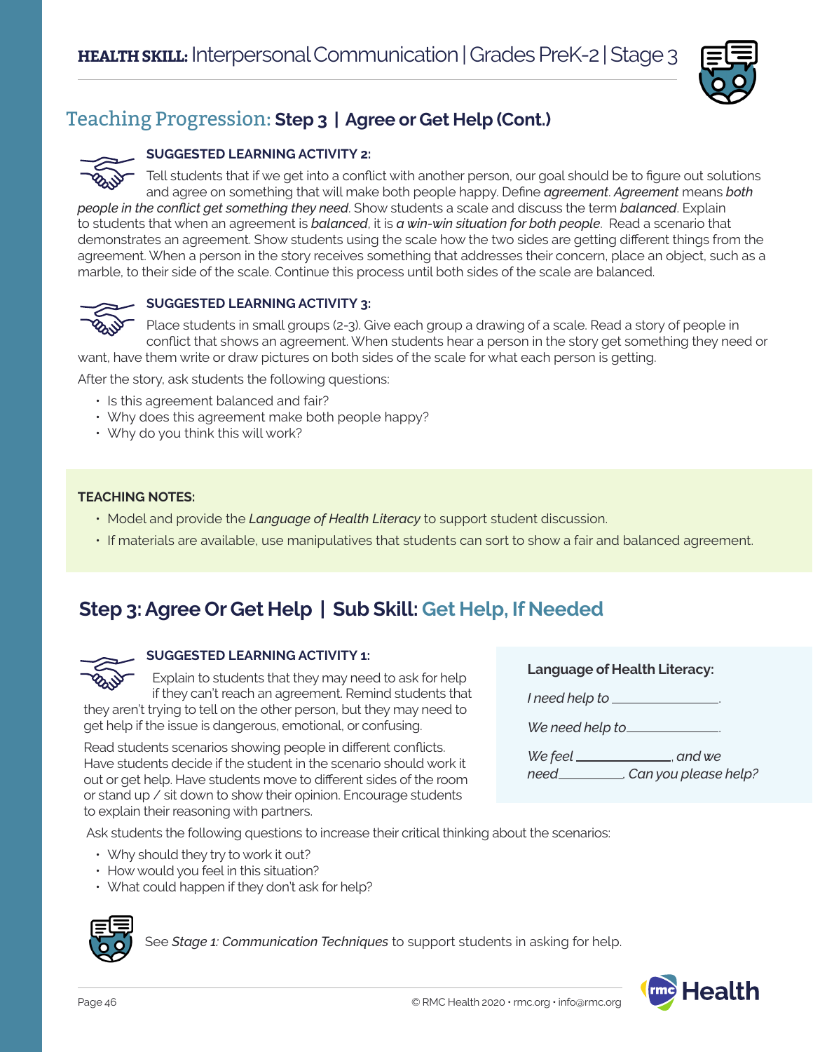## Teaching Progression: **Step 3 | Agree or Get Help (Cont.)**

**SUGGESTED LEARNING ACTIVITY 2:**

Tell students that if we get into a conflict with another person, our goal should be to figure out solutions and agree on something that will make both people happy. Define *agreement*. *Agreement* means *both people in the conflict get something they need*. Show students a scale and discuss the term *balanced*. Explain to students that when an agreement is *balanced*, it is ***a win-win situation for both people***. Read a scenario that demonstrates an agreement. Show students using the scale how the two sides are getting different things from the agreement. When a person in the story receives something that addresses their concern, place an object, such as a marble, to their side of the scale. Continue this process until both sides of the scale are balanced.

**SUGGESTED LEARNING ACTIVITY 3:**

Place students in small groups (2-3). Give each group a drawing of a scale. Read a story of people in conflict that shows an agreement. When students hear a person in the story get something they need or want, have them write or draw pictures on both sides of the scale for what each person is getting.

After the story, ask students the following questions:

- Is this agreement balanced and fair?
- Why does this agreement make both people happy?
- Why do you think this will work?

**TEACHING NOTES:**

- Model and provide the *Language of Health Literacy* to support student discussion.
- If materials are available, use manipulatives that students can sort to show a fair and balanced agreement.

## Step 3: Agree Or Get Help | Sub Skill: Get Help, If Needed

**SUGGESTED LEARNING ACTIVITY 1:**

Explain to students that they may need to ask for help if they can't reach an agreement. Remind students that they aren't trying to tell on the other person, but they may need to get help if the issue is dangerous, emotional, or confusing.

Read students scenarios showing people in different conflicts. Have students decide if the student in the scenario should work it out or get help. Have students move to different sides of the room or stand up / sit down to show their opinion. Encourage students to explain their reasoning with partners.

**Language of Health Literacy:**

*I need help to* _______________.

*We need help to* _______________.

*We feel* _____________, *and we need* _________. *Can you please help?*

Ask students the following questions to increase their critical thinking about the scenarios:

- Why should they try to work it out?
- How would you feel in this situation?
- What could happen if they don't ask for help?

See *Stage 1: Communication Techniques* to support students in asking for help.